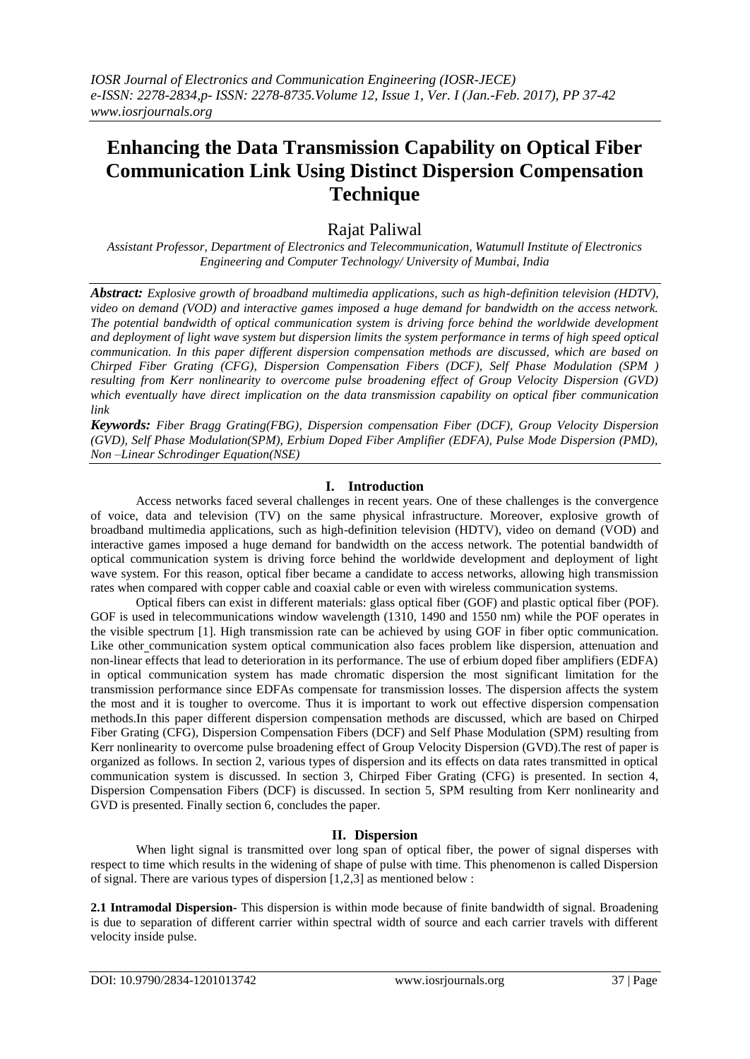# Enhancing the Data Transmission Capability on Optical Fiber Communication Link Using Distinct Dispersion Compensation Technique

Rajat Paliwal

*Assistant Professor, Department of Electronics and Telecommunication, Watumull Institute of Electronics Engineering and Computer Technology/ University of Mumbai, India*

***Abstract:*** *Explosive growth of broadband multimedia applications, such as high-definition television (HDTV), video on demand (VOD) and interactive games imposed a huge demand for bandwidth on the access network. The potential bandwidth of optical communication system is driving force behind the worldwide development and deployment of light wave system but dispersion limits the system performance in terms of high speed optical communication. In this paper different dispersion compensation methods are discussed, which are based on Chirped Fiber Grating (CFG), Dispersion Compensation Fibers (DCF), Self Phase Modulation (SPM ) resulting from Kerr nonlinearity to overcome pulse broadening effect of Group Velocity Dispersion (GVD) which eventually have direct implication on the data transmission capability on optical fiber communication link*

***Keywords:*** *Fiber Bragg Grating(FBG), Dispersion compensation Fiber (DCF), Group Velocity Dispersion (GVD), Self Phase Modulation(SPM), Erbium Doped Fiber Amplifier (EDFA), Pulse Mode Dispersion (PMD), Non –Linear Schrodinger Equation(NSE)*

## I. Introduction

Access networks faced several challenges in recent years. One of these challenges is the convergence of voice, data and television (TV) on the same physical infrastructure. Moreover, explosive growth of broadband multimedia applications, such as high-definition television (HDTV), video on demand (VOD) and interactive games imposed a huge demand for bandwidth on the access network. The potential bandwidth of optical communication system is driving force behind the worldwide development and deployment of light wave system. For this reason, optical fiber became a candidate to access networks, allowing high transmission rates when compared with copper cable and coaxial cable or even with wireless communication systems.

Optical fibers can exist in different materials: glass optical fiber (GOF) and plastic optical fiber (POF). GOF is used in telecommunications window wavelength (1310, 1490 and 1550 nm) while the POF operates in the visible spectrum [1]. High transmission rate can be achieved by using GOF in fiber optic communication. Like other communication system optical communication also faces problem like dispersion, attenuation and non-linear effects that lead to deterioration in its performance. The use of erbium doped fiber amplifiers (EDFA) in optical communication system has made chromatic dispersion the most significant limitation for the transmission performance since EDFAs compensate for transmission losses. The dispersion affects the system the most and it is tougher to overcome. Thus it is important to work out effective dispersion compensation methods.In this paper different dispersion compensation methods are discussed, which are based on Chirped Fiber Grating (CFG), Dispersion Compensation Fibers (DCF) and Self Phase Modulation (SPM) resulting from Kerr nonlinearity to overcome pulse broadening effect of Group Velocity Dispersion (GVD).The rest of paper is organized as follows. In section 2, various types of dispersion and its effects on data rates transmitted in optical communication system is discussed. In section 3, Chirped Fiber Grating (CFG) is presented. In section 4, Dispersion Compensation Fibers (DCF) is discussed. In section 5, SPM resulting from Kerr nonlinearity and GVD is presented. Finally section 6, concludes the paper.

## II. Dispersion

When light signal is transmitted over long span of optical fiber, the power of signal disperses with respect to time which results in the widening of shape of pulse with time. This phenomenon is called Dispersion of signal. There are various types of dispersion [1,2,3] as mentioned below :

**2.1 Intramodal Dispersion-** This dispersion is within mode because of finite bandwidth of signal. Broadening is due to separation of different carrier within spectral width of source and each carrier travels with different velocity inside pulse.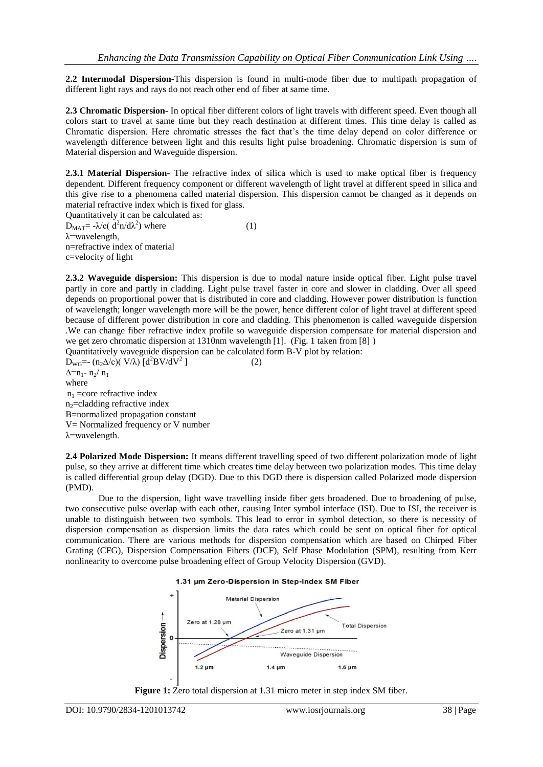**2.2 Intermodal Dispersion**-This dispersion is found in multi-mode fiber due to multipath propagation of different light rays and rays do not reach other end of fiber at same time.

**2.3 Chromatic Dispersion-** In optical fiber different colors of light travels with different speed. Even though all colors start to travel at same time but they reach destination at different times. This time delay is called as Chromatic dispersion. Here chromatic stresses the fact that's the time delay depend on color difference or wavelength difference between light and this results light pulse broadening. Chromatic dispersion is sum of Material dispersion and Waveguide dispersion.

**2.3.1 Material Dispersion-** The refractive index of silica which is used to make optical fiber is frequency dependent. Different frequency component or different wavelength of light travel at different speed in silica and this give rise to a phenomena called material dispersion. This dispersion cannot be changed as it depends on material refractive index which is fixed for glass.

Quantitatively it can be calculated as:

$D_{MAT}= -\lambda/c( d^2n/d\lambda^2)$ where (1)

$\lambda$=wavelength,

n=refractive index of material

c=velocity of light

**2.3.2 Waveguide dispersion:** This dispersion is due to modal nature inside optical fiber. Light pulse travel partly in core and partly in cladding. Light pulse travel faster in core and slower in cladding. Over all speed depends on proportional power that is distributed in core and cladding. However power distribution is function of wavelength; longer wavelength more will be the power, hence different color of light travel at different speed because of different power distribution in core and cladding. This phenomenon is called waveguide dispersion .We can change fiber refractive index profile so waveguide dispersion compensate for material dispersion and we get zero chromatic dispersion at 1310nm wavelength [1]. (Fig. 1 taken from [8] )

Quantitatively waveguide dispersion can be calculated form B-V plot by relation:

$D_{WG}=- (n_2\Delta/c)( V/\lambda) [d^2BV/dV^2 ]$ (2)

$\Delta=n_1- n_2/ n_1$

where

$n_1$ =core refractive index

$n_2$=cladding refractive index

B=normalized propagation constant

V= Normalized frequency or V number

$\lambda$=wavelength.

**2.4 Polarized Mode Dispersion:** It means different travelling speed of two different polarization mode of light pulse, so they arrive at different time which creates time delay between two polarization modes. This time delay is called differential group delay (DGD). Due to this DGD there is dispersion called Polarized mode dispersion (PMD).

Due to the dispersion, light wave travelling inside fiber gets broadened. Due to broadening of pulse, two consecutive pulse overlap with each other, causing Inter symbol interface (ISI). Due to ISI, the receiver is unable to distinguish between two symbols. This lead to error in symbol detection, so there is necessity of dispersion compensation as dispersion limits the data rates which could be sent on optical fiber for optical communication. There are various methods for dispersion compensation which are based on Chirped Fiber Grating (CFG), Dispersion Compensation Fibers (DCF), Self Phase Modulation (SPM), resulting from Kerr nonlinearity to overcome pulse broadening effect of Group Velocity Dispersion (GVD).

**Figure 1:** Zero total dispersion at 1.31 micro meter in step index SM fiber.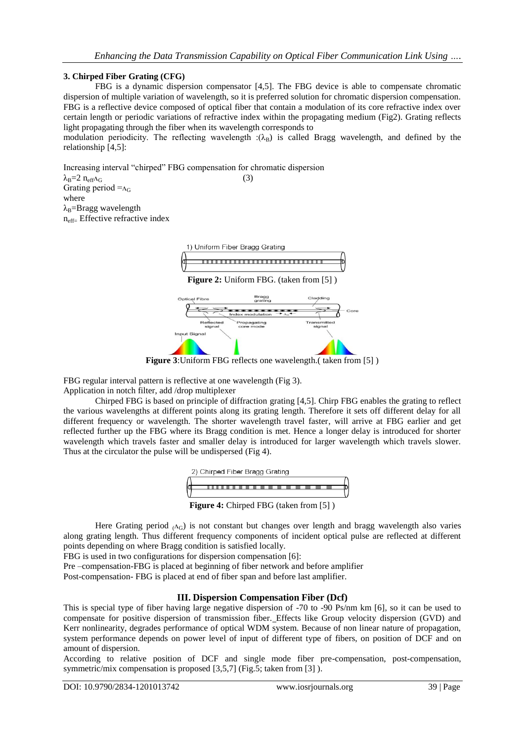### 3. Chirped Fiber Grating (CFG)

FBG is a dynamic dispersion compensator [4,5]. The FBG device is able to compensate chromatic dispersion of multiple variation of wavelength, so it is preferred solution for chromatic dispersion compensation. FBG is a reflective device composed of optical fiber that contain a modulation of its core refractive index over certain length or periodic variations of refractive index within the propagating medium (Fig2). Grating reflects light propagating through the fiber when its wavelength corresponds to modulation periodicity. The reflecting wavelength :($\lambda_B$) is called Bragg wavelength, and defined by the relationship [4,5]:

Increasing interval "chirped" FBG compensation for chromatic dispersion

$$\lambda_B = 2\, n_{eff} \Lambda_G \qquad (3)$$

Grating period $= \Lambda_G$

where

$\lambda_B$=Bragg wavelength

$n_{eff}$= Effective refractive index

**Figure 2:** Uniform FBG. (taken from [5] )

**Figure 3**:Uniform FBG reflects one wavelength.( taken from [5] )

FBG regular interval pattern is reflective at one wavelength (Fig 3).

Application in notch filter, add /drop multiplexer

Chirped FBG is based on principle of diffraction grating [4,5]. Chirp FBG enables the grating to reflect the various wavelengths at different points along its grating length. Therefore it sets off different delay for all different frequency or wavelength. The shorter wavelength travel faster, will arrive at FBG earlier and get reflected further up the FBG where its Bragg condition is met. Hence a longer delay is introduced for shorter wavelength which travels faster and smaller delay is introduced for larger wavelength which travels slower. Thus at the circulator the pulse will be undispersed (Fig 4).

**Figure 4:** Chirped FBG (taken from [5] )

Here Grating period ($\Lambda_G$) is not constant but changes over length and bragg wavelength also varies along grating length. Thus different frequency components of incident optical pulse are reflected at different points depending on where Bragg condition is satisfied locally.

FBG is used in two configurations for dispersion compensation [6]:

Pre –compensation-FBG is placed at beginning of fiber network and before amplifier

Post-compensation- FBG is placed at end of fiber span and before last amplifier.

## III. Dispersion Compensation Fiber (Dcf)

This is special type of fiber having large negative dispersion of -70 to -90 Ps/nm km [6], so it can be used to compensate for positive dispersion of transmission fiber. Effects like Group velocity dispersion (GVD) and Kerr nonlinearity, degrades performance of optical WDM system. Because of non linear nature of propagation, system performance depends on power level of input of different type of fibers, on position of DCF and on amount of dispersion.

According to relative position of DCF and single mode fiber pre-compensation, post-compensation, symmetric/mix compensation is proposed [3,5,7] (Fig.5; taken from [3] ).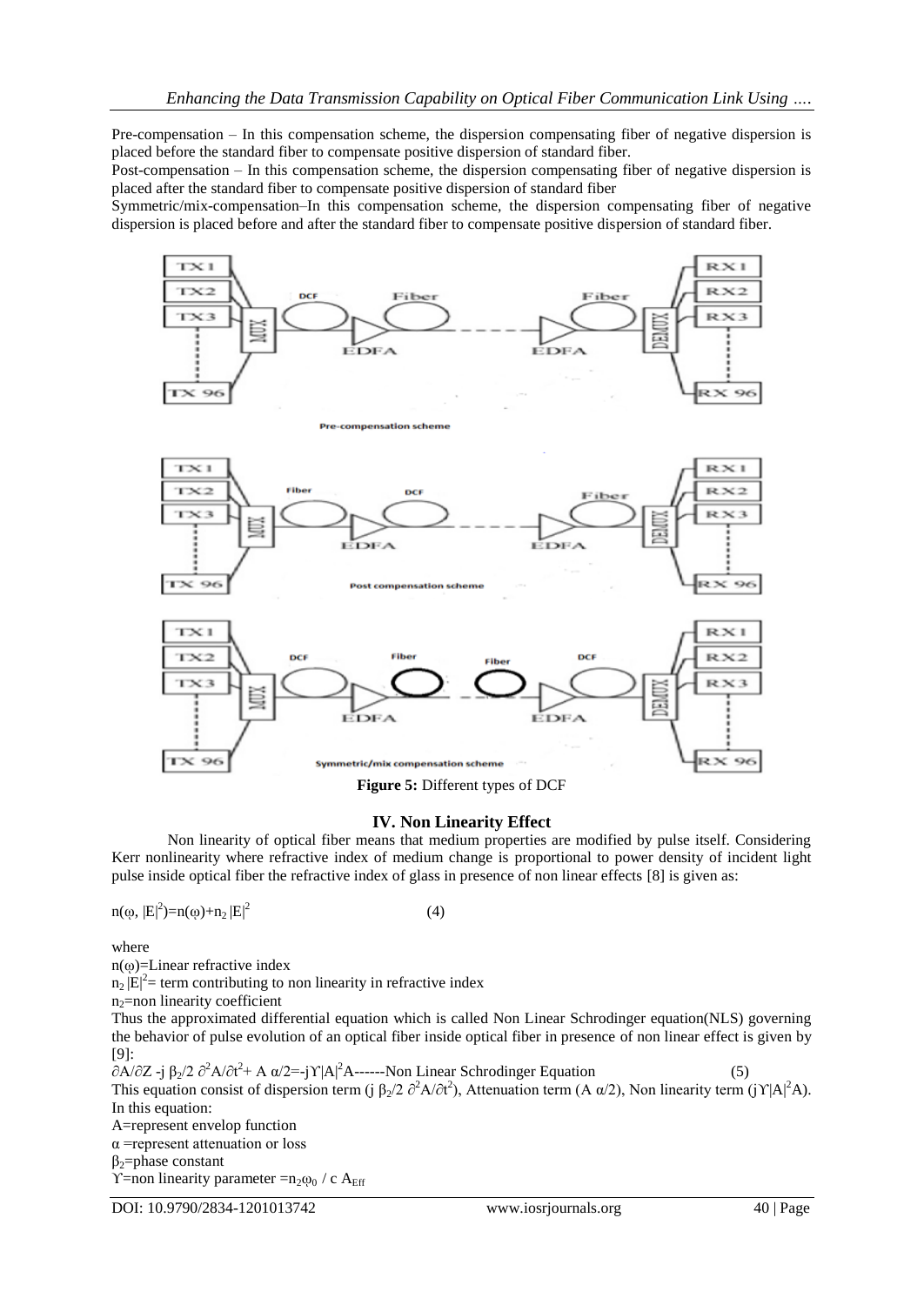Pre-compensation – In this compensation scheme, the dispersion compensating fiber of negative dispersion is placed before the standard fiber to compensate positive dispersion of standard fiber.

Post-compensation – In this compensation scheme, the dispersion compensating fiber of negative dispersion is placed after the standard fiber to compensate positive dispersion of standard fiber

Symmetric/mix-compensation–In this compensation scheme, the dispersion compensating fiber of negative dispersion is placed before and after the standard fiber to compensate positive dispersion of standard fiber.

**Figure 5:** Different types of DCF

## IV. Non Linearity Effect

Non linearity of optical fiber means that medium properties are modified by pulse itself. Considering Kerr nonlinearity where refractive index of medium change is proportional to power density of incident light pulse inside optical fiber the refractive index of glass in presence of non linear effects [8] is given as:

$$n(\omega, |E|^2)=n(\omega)+n_2|E|^2 \qquad (4)$$

where

$n(\omega)$=Linear refractive index

$n_2|E|^2$= term contributing to non linearity in refractive index

$n_2$=non linearity coefficient

Thus the approximated differential equation which is called Non Linear Schrodinger equation(NLS) governing the behavior of pulse evolution of an optical fiber inside optical fiber in presence of non linear effect is given by [9]:

$$\partial A/\partial Z - j\,\beta_2/2\ \partial^2 A/\partial t^2 + A\,\alpha/2 = -j\Upsilon|A|^2 A \text{------Non Linear Schrodinger Equation} \qquad (5)$$

This equation consist of dispersion term ($j\,\beta_2/2\ \partial^2 A/\partial t^2$), Attenuation term ($A\,\alpha/2$), Non linearity term ($j\Upsilon|A|^2 A$). In this equation:

A=represent envelop function

$\alpha$ =represent attenuation or loss

$\beta_2$=phase constant

$\Upsilon$=non linearity parameter $=n_2\omega_0 / c\,A_{Eff}$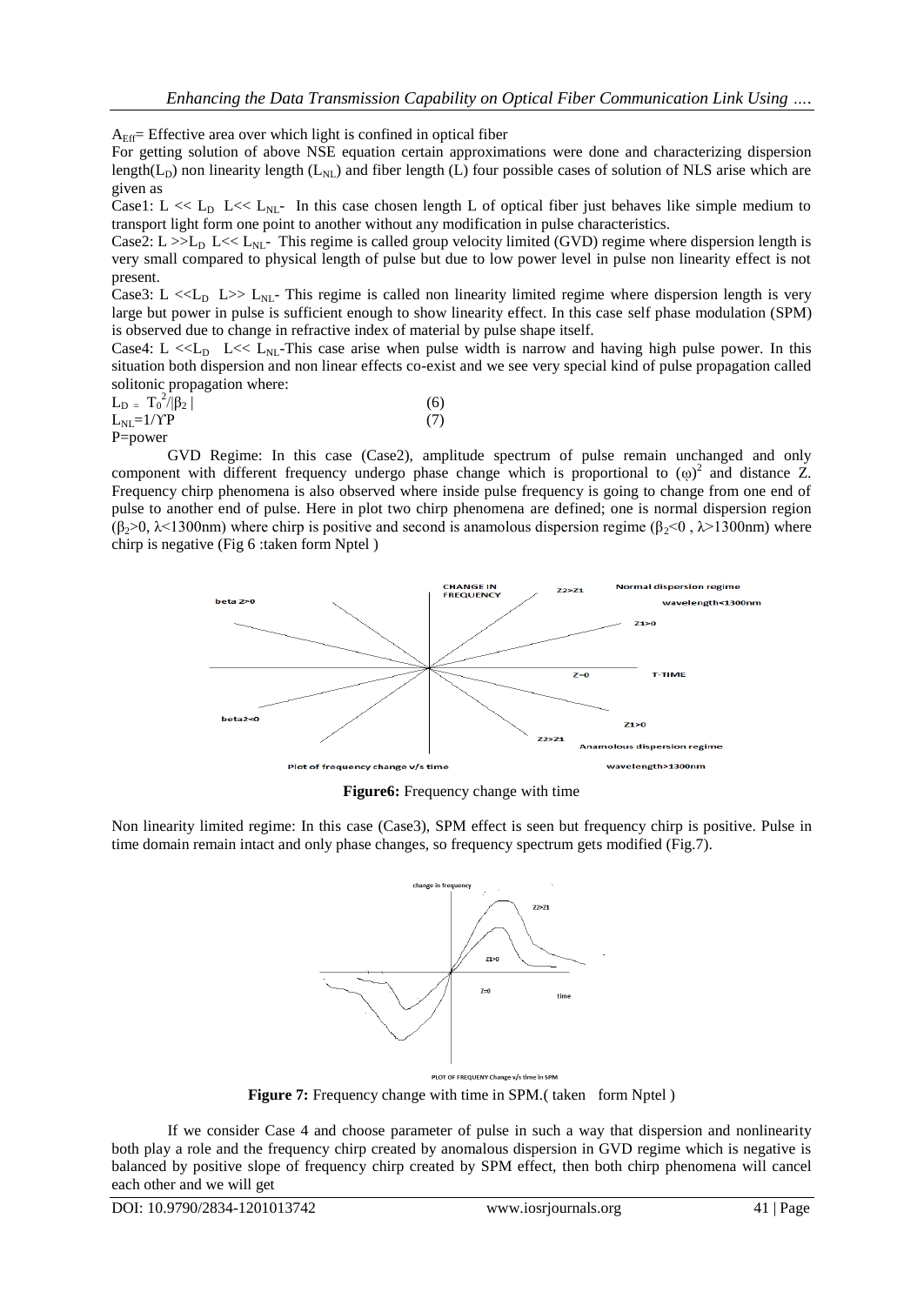$A_{Eff}$= Effective area over which light is confined in optical fiber

For getting solution of above NSE equation certain approximations were done and characterizing dispersion length($L_D$) non linearity length ($L_{NL}$) and fiber length (L) four possible cases of solution of NLS arise which are given as

Case1: $L << L_D$ $L<< L_{NL}$- In this case chosen length L of optical fiber just behaves like simple medium to transport light form one point to another without any modification in pulse characteristics.

Case2: $L >>L_D$ $L<< L_{NL}$- This regime is called group velocity limited (GVD) regime where dispersion length is very small compared to physical length of pulse but due to low power level in pulse non linearity effect is not present.

Case3: $L <<L_D$ $L>> L_{NL}$- This regime is called non linearity limited regime where dispersion length is very large but power in pulse is sufficient enough to show linearity effect. In this case self phase modulation (SPM) is observed due to change in refractive index of material by pulse shape itself.

Case4: $L <<L_D$ $L<< L_{NL}$-This case arise when pulse width is narrow and having high pulse power. In this situation both dispersion and non linear effects co-exist and we see very special kind of pulse propagation called solitonic propagation where:

$$L_D = T_0^2/|\beta_2| \quad (6)$$

$$L_{NL}=1/\Upsilon P \quad (7)$$

P=power

GVD Regime: In this case (Case2), amplitude spectrum of pulse remain unchanged and only component with different frequency undergo phase change which is proportional to $(\omega)^2$ and distance Z. Frequency chirp phenomena is also observed where inside pulse frequency is going to change from one end of pulse to another end of pulse. Here in plot two chirp phenomena are defined; one is normal dispersion region ($\beta_2$>0, λ<1300nm) where chirp is positive and second is anamolous dispersion regime ($\beta_2$<0 , λ>1300nm) where chirp is negative (Fig 6 :taken form Nptel )

**Figure6:** Frequency change with time

Non linearity limited regime: In this case (Case3), SPM effect is seen but frequency chirp is positive. Pulse in time domain remain intact and only phase changes, so frequency spectrum gets modified (Fig.7).

**Figure 7:** Frequency change with time in SPM.( taken form Nptel )

If we consider Case 4 and choose parameter of pulse in such a way that dispersion and nonlinearity both play a role and the frequency chirp created by anomalous dispersion in GVD regime which is negative is balanced by positive slope of frequency chirp created by SPM effect, then both chirp phenomena will cancel each other and we will get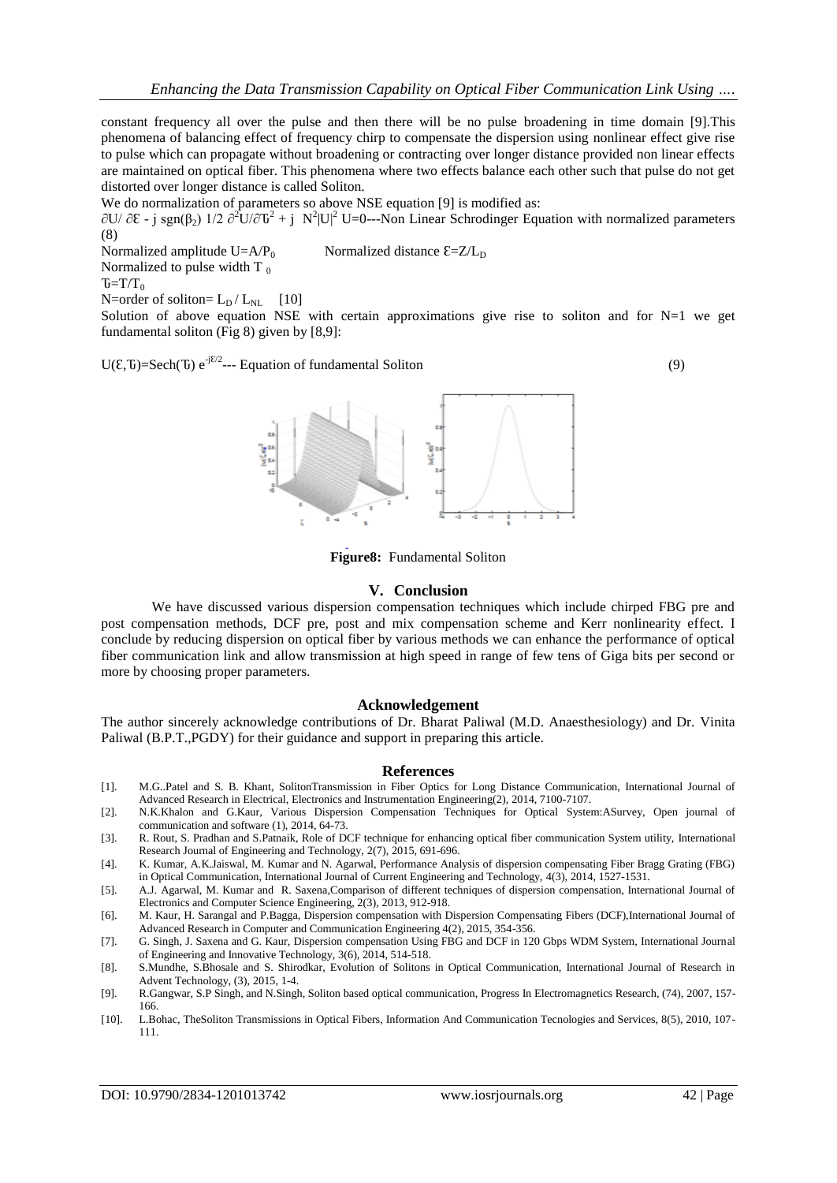constant frequency all over the pulse and then there will be no pulse broadening in time domain [9].This phenomena of balancing effect of frequency chirp to compensate the dispersion using nonlinear effect give rise to pulse which can propagate without broadening or contracting over longer distance provided non linear effects are maintained on optical fiber. This phenomena where two effects balance each other such that pulse do not get distorted over longer distance is called Soliton.

We do normalization of parameters so above NSE equation [9] is modified as:

$\partial U/\partial \mathcal{E} - j\,\mathrm{sgn}(\beta_2)\ 1/2\ \partial^2 U/\partial \mathcal{T}^2 + j\ N^2|U|^2\,U = 0$---Non Linear Schrodinger Equation with normalized parameters (8)

Normalized amplitude $U=A/P_0$ Normalized distance $\mathcal{E}=Z/L_D$

Normalized to pulse width $T_0$

$\mathcal{T}=T/T_0$

N=order of soliton= $L_D / L_{NL}$ [10]

Solution of above equation NSE with certain approximations give rise to soliton and for N=1 we get fundamental soliton (Fig 8) given by [8,9]:

$U(\mathcal{E},\mathcal{T})=\mathrm{Sech}(\mathcal{T})\,e^{-j\mathcal{E}/2}$--- Equation of fundamental Soliton (9)

**Figure8:** Fundamental Soliton

## V. Conclusion

We have discussed various dispersion compensation techniques which include chirped FBG pre and post compensation methods, DCF pre, post and mix compensation scheme and Kerr nonlinearity effect. I conclude by reducing dispersion on optical fiber by various methods we can enhance the performance of optical fiber communication link and allow transmission at high speed in range of few tens of Giga bits per second or more by choosing proper parameters.

## Acknowledgement

The author sincerely acknowledge contributions of Dr. Bharat Paliwal (M.D. Anaesthesiology) and Dr. Vinita Paliwal (B.P.T.,PGDY) for their guidance and support in preparing this article.

## References

[1]. M.G..Patel and S. B. Khant, SolitonTransmission in Fiber Optics for Long Distance Communication, International Journal of Advanced Research in Electrical, Electronics and Instrumentation Engineering(2), 2014, 7100-7107.

[2]. N.K.Khalon and G.Kaur, Various Dispersion Compensation Techniques for Optical System:ASurvey, Open journal of communication and software (1), 2014, 64-73.

[3]. R. Rout, S. Pradhan and S.Patnaik, Role of DCF technique for enhancing optical fiber communication System utility, International Research Journal of Engineering and Technology, 2(7), 2015, 691-696.

[4]. K. Kumar, A.K.Jaiswal, M. Kumar and N. Agarwal, Performance Analysis of dispersion compensating Fiber Bragg Grating (FBG) in Optical Communication, International Journal of Current Engineering and Technology, 4(3), 2014, 1527-1531.

[5]. A.J. Agarwal, M. Kumar and R. Saxena,Comparison of different techniques of dispersion compensation, International Journal of Electronics and Computer Science Engineering, 2(3), 2013, 912-918.

[6]. M. Kaur, H. Sarangal and P.Bagga, Dispersion compensation with Dispersion Compensating Fibers (DCF),International Journal of Advanced Research in Computer and Communication Engineering 4(2), 2015, 354-356.

[7]. G. Singh, J. Saxena and G. Kaur, Dispersion compensation Using FBG and DCF in 120 Gbps WDM System, International Journal of Engineering and Innovative Technology, 3(6), 2014, 514-518.

[8]. S.Mundhe, S.Bhosale and S. Shirodkar, Evolution of Solitons in Optical Communication, International Journal of Research in Advent Technology, (3), 2015, 1-4.

[9]. R.Gangwar, S.P Singh, and N.Singh, Soliton based optical communication, Progress In Electromagnetics Research, (74), 2007, 157-166.

[10]. L.Bohac, TheSoliton Transmissions in Optical Fibers, Information And Communication Tecnologies and Services, 8(5), 2010, 107-111.